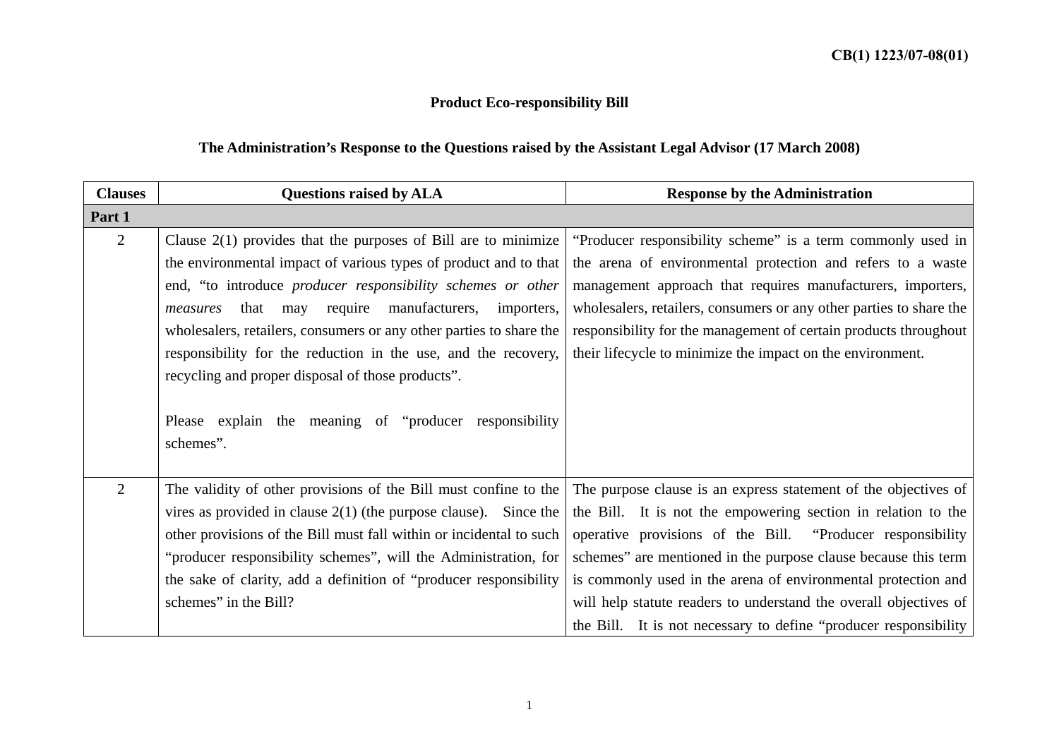**CB(1) 1223/07-08(01)**

## Product Eco-responsibility Bill

### The Administration's Response to the Questions raised by the Assistant Legal Advisor (17 March 2008)

| Clauses | Questions raised by ALA | Response by the Administration |
|---|---|---|
| **Part 1** | | |
| 2 | Clause 2(1) provides that the purposes of Bill are to minimize the environmental impact of various types of product and to that end, "to introduce *producer responsibility schemes or other measures* that may require manufacturers, importers, wholesalers, retailers, consumers or any other parties to share the responsibility for the reduction in the use, and the recovery, recycling and proper disposal of those products".<br><br>Please explain the meaning of "producer responsibility schemes". | "Producer responsibility scheme" is a term commonly used in the arena of environmental protection and refers to a waste management approach that requires manufacturers, importers, wholesalers, retailers, consumers or any other parties to share the responsibility for the management of certain products throughout their lifecycle to minimize the impact on the environment. |
| 2 | The validity of other provisions of the Bill must confine to the vires as provided in clause 2(1) (the purpose clause). Since the other provisions of the Bill must fall within or incidental to such "producer responsibility schemes", will the Administration, for the sake of clarity, add a definition of "producer responsibility schemes" in the Bill? | The purpose clause is an express statement of the objectives of the Bill. It is not the empowering section in relation to the operative provisions of the Bill. "Producer responsibility schemes" are mentioned in the purpose clause because this term is commonly used in the arena of environmental protection and will help statute readers to understand the overall objectives of the Bill. It is not necessary to define "producer responsibility |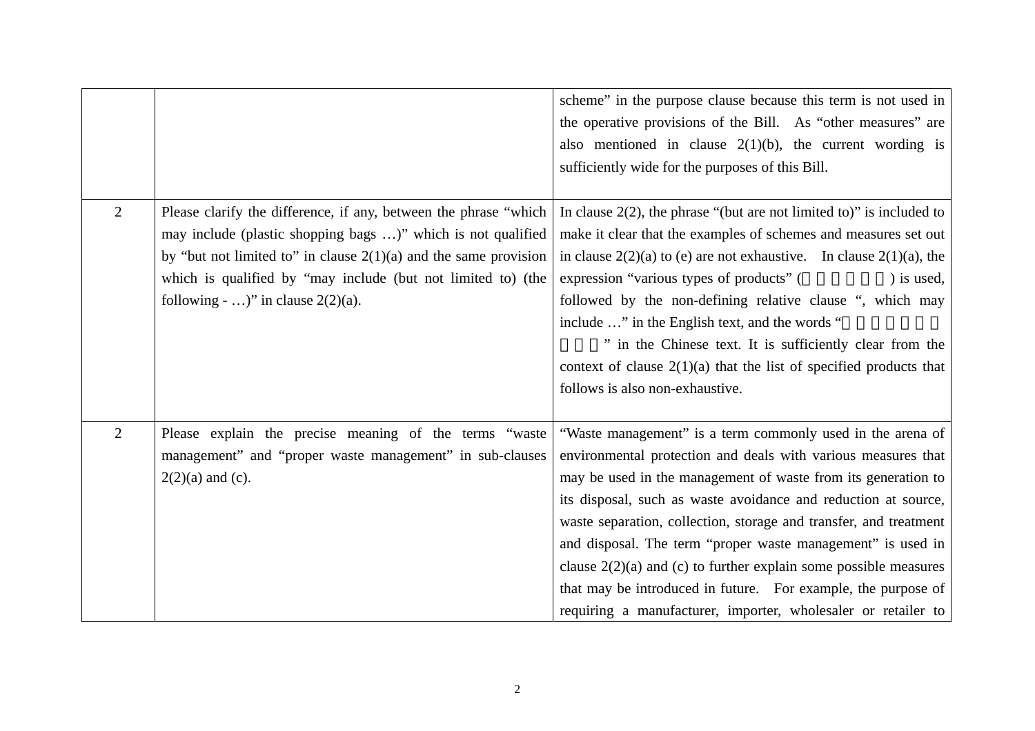| | | |
|---|---|---|
| | | scheme" in the purpose clause because this term is not used in the operative provisions of the Bill. As "other measures" are also mentioned in clause 2(1)(b), the current wording is sufficiently wide for the purposes of this Bill. |
| 2 | Please clarify the difference, if any, between the phrase "which may include (plastic shopping bags …)" which is not qualified by "but not limited to" in clause 2(1)(a) and the same provision which is qualified by "may include (but not limited to) (the following - …)" in clause 2(2)(a). | In clause 2(2), the phrase "(but are not limited to)" is included to make it clear that the examples of schemes and measures set out in clause 2(2)(a) to (e) are not exhaustive. In clause 2(1)(a), the expression "various types of products" (□□□□□□) is used, followed by the non-defining relative clause ", which may include …" in the English text, and the words "□□□□□□□□□" in the Chinese text. It is sufficiently clear from the context of clause 2(1)(a) that the list of specified products that follows is also non-exhaustive. |
| 2 | Please explain the precise meaning of the terms "waste management" and "proper waste management" in sub-clauses 2(2)(a) and (c). | "Waste management" is a term commonly used in the arena of environmental protection and deals with various measures that may be used in the management of waste from its generation to its disposal, such as waste avoidance and reduction at source, waste separation, collection, storage and transfer, and treatment and disposal. The term "proper waste management" is used in clause 2(2)(a) and (c) to further explain some possible measures that may be introduced in future. For example, the purpose of requiring a manufacturer, importer, wholesaler or retailer to |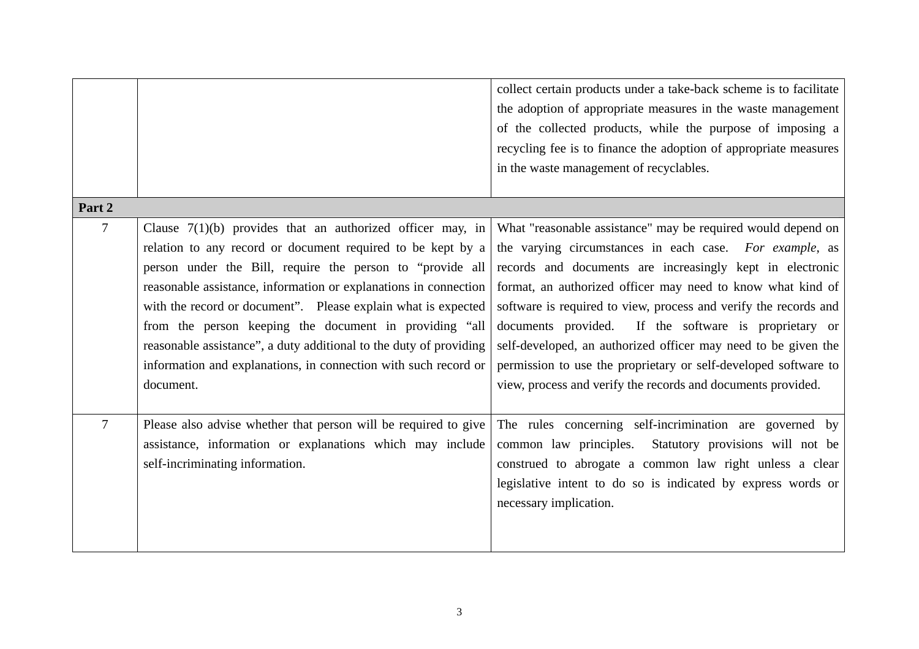| | | |
|---|---|---|
| | | collect certain products under a take-back scheme is to facilitate the adoption of appropriate measures in the waste management of the collected products, while the purpose of imposing a recycling fee is to finance the adoption of appropriate measures in the waste management of recyclables. |
| **Part 2** | | |
| 7 | Clause 7(1)(b) provides that an authorized officer may, in relation to any record or document required to be kept by a person under the Bill, require the person to "provide all reasonable assistance, information or explanations in connection with the record or document". Please explain what is expected from the person keeping the document in providing "all reasonable assistance", a duty additional to the duty of providing information and explanations, in connection with such record or document. | What "reasonable assistance" may be required would depend on the varying circumstances in each case. *For example*, as records and documents are increasingly kept in electronic format, an authorized officer may need to know what kind of software is required to view, process and verify the records and documents provided. If the software is proprietary or self-developed, an authorized officer may need to be given the permission to use the proprietary or self-developed software to view, process and verify the records and documents provided. |
| 7 | Please also advise whether that person will be required to give assistance, information or explanations which may include self-incriminating information. | The rules concerning self-incrimination are governed by common law principles. Statutory provisions will not be construed to abrogate a common law right unless a clear legislative intent to do so is indicated by express words or necessary implication. |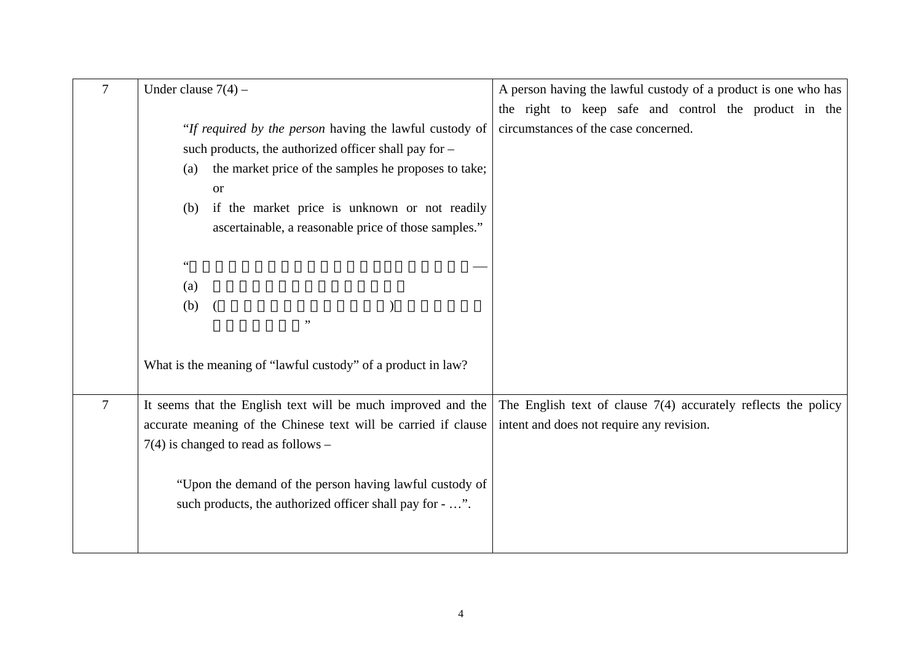| | | |
|---|---|---|
| 7 | Under clause 7(4) –<br><br>“*If required by the person* having the lawful custody of such products, the authorized officer shall pay for –<br>(a) the market price of the samples he proposes to take; or<br>(b) if the market price is unknown or not readily ascertainable, a reasonable price of those samples.”<br><br>“ —<br>(a)<br>(b) ( ) ”<br><br>What is the meaning of “lawful custody” of a product in law? | A person having the lawful custody of a product is one who has the right to keep safe and control the product in the circumstances of the case concerned. |
| 7 | It seems that the English text will be much improved and the accurate meaning of the Chinese text will be carried if clause 7(4) is changed to read as follows –<br><br>“Upon the demand of the person having lawful custody of such products, the authorized officer shall pay for - …”. | The English text of clause 7(4) accurately reflects the policy intent and does not require any revision. |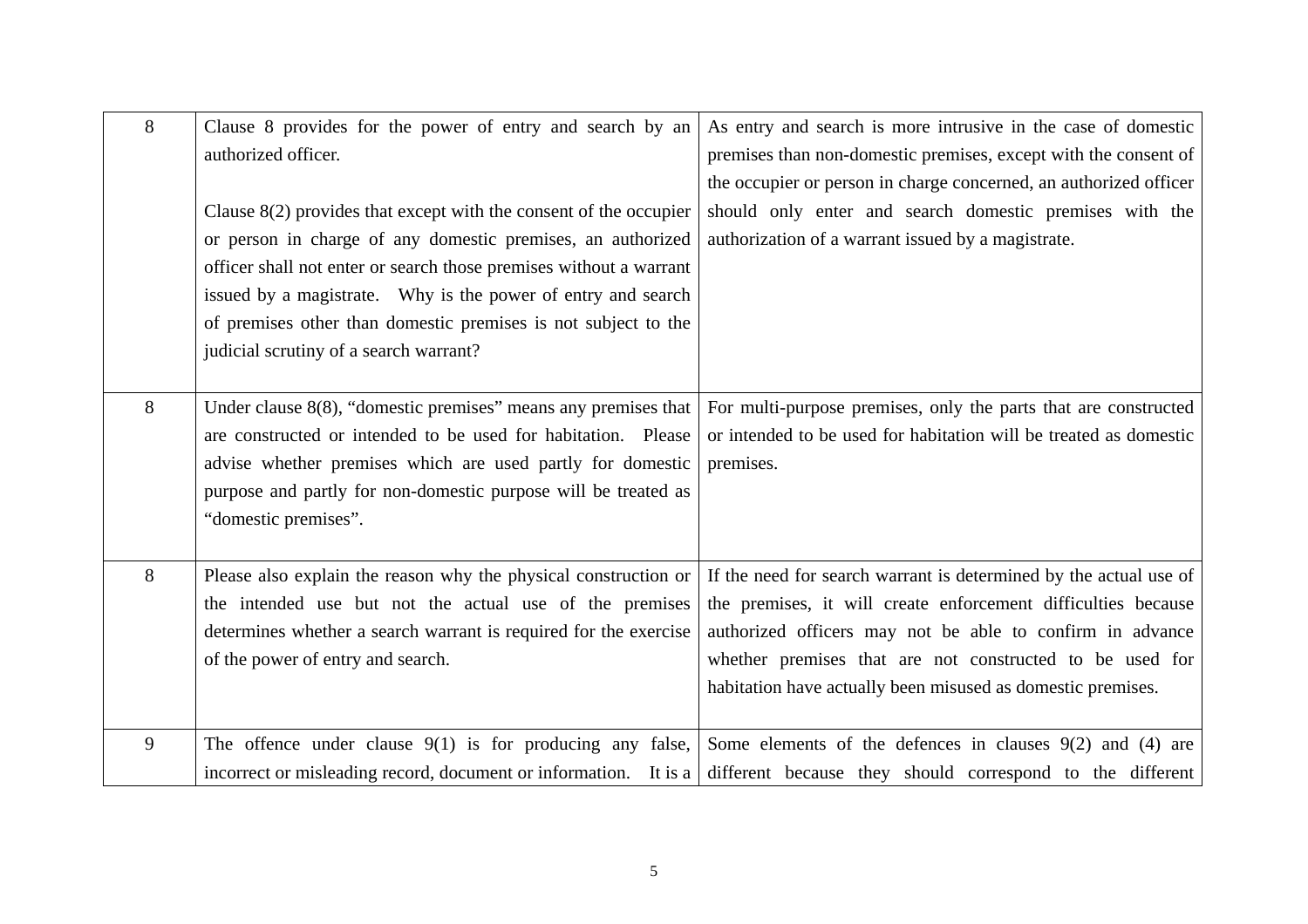| | | |
|---|---|---|
| 8 | Clause 8 provides for the power of entry and search by an authorized officer.<br><br>Clause 8(2) provides that except with the consent of the occupier or person in charge of any domestic premises, an authorized officer shall not enter or search those premises without a warrant issued by a magistrate. Why is the power of entry and search of premises other than domestic premises is not subject to the judicial scrutiny of a search warrant? | As entry and search is more intrusive in the case of domestic premises than non-domestic premises, except with the consent of the occupier or person in charge concerned, an authorized officer should only enter and search domestic premises with the authorization of a warrant issued by a magistrate. |
| 8 | Under clause 8(8), "domestic premises" means any premises that are constructed or intended to be used for habitation. Please advise whether premises which are used partly for domestic purpose and partly for non-domestic purpose will be treated as "domestic premises". | For multi-purpose premises, only the parts that are constructed or intended to be used for habitation will be treated as domestic premises. |
| 8 | Please also explain the reason why the physical construction or the intended use but not the actual use of the premises determines whether a search warrant is required for the exercise of the power of entry and search. | If the need for search warrant is determined by the actual use of the premises, it will create enforcement difficulties because authorized officers may not be able to confirm in advance whether premises that are not constructed to be used for habitation have actually been misused as domestic premises. |
| 9 | The offence under clause 9(1) is for producing any false, incorrect or misleading record, document or information. It is a | Some elements of the defences in clauses 9(2) and (4) are different because they should correspond to the different |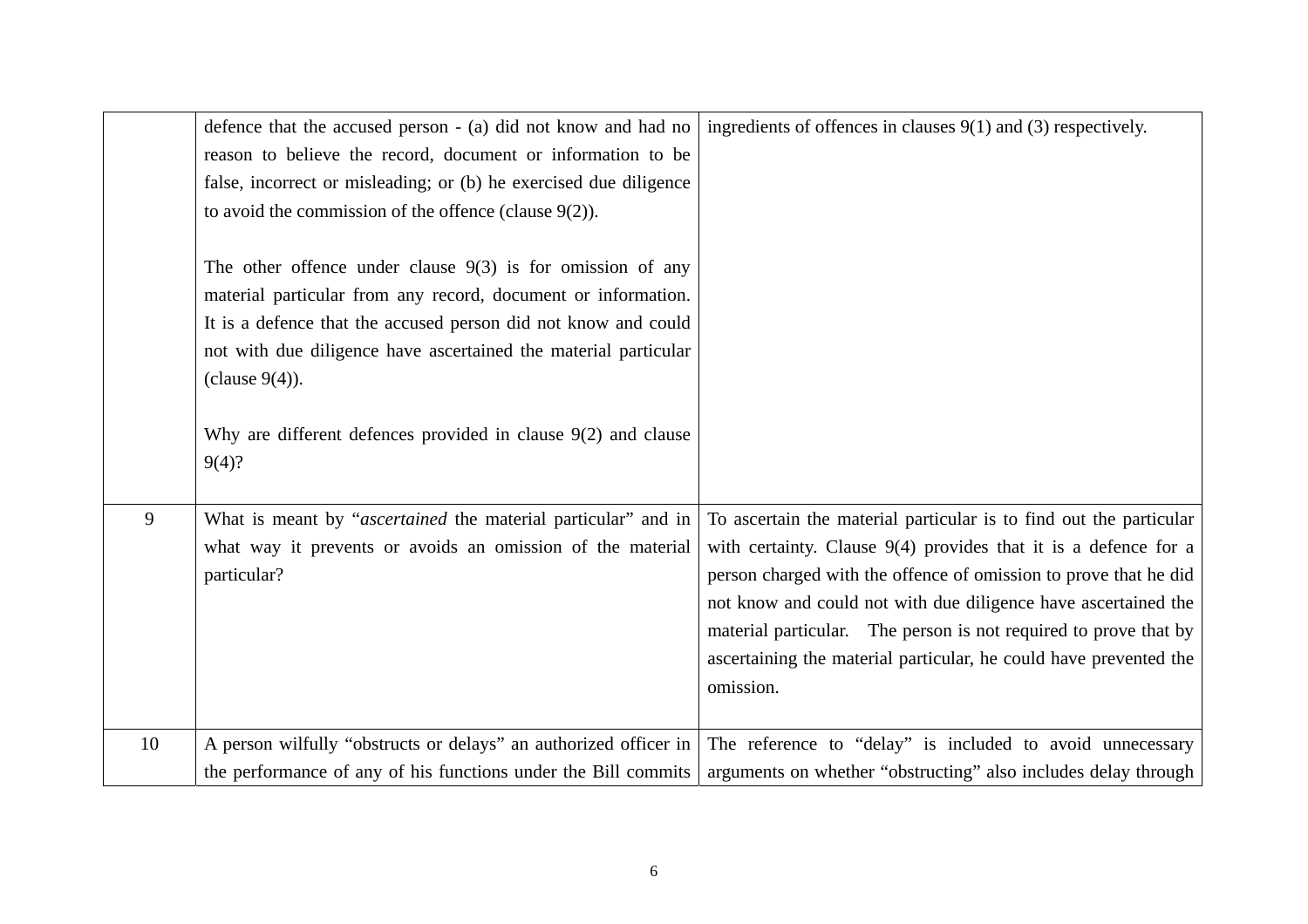| | | |
|---|---|---|
| | defence that the accused person - (a) did not know and had no reason to believe the record, document or information to be false, incorrect or misleading; or (b) he exercised due diligence to avoid the commission of the offence (clause 9(2)).<br><br>The other offence under clause 9(3) is for omission of any material particular from any record, document or information. It is a defence that the accused person did not know and could not with due diligence have ascertained the material particular (clause 9(4)).<br><br>Why are different defences provided in clause 9(2) and clause 9(4)? | ingredients of offences in clauses 9(1) and (3) respectively. |
| 9 | What is meant by "*ascertained* the material particular" and in what way it prevents or avoids an omission of the material particular? | To ascertain the material particular is to find out the particular with certainty. Clause 9(4) provides that it is a defence for a person charged with the offence of omission to prove that he did not know and could not with due diligence have ascertained the material particular. The person is not required to prove that by ascertaining the material particular, he could have prevented the omission. |
| 10 | A person wilfully "obstructs or delays" an authorized officer in the performance of any of his functions under the Bill commits | The reference to "delay" is included to avoid unnecessary arguments on whether "obstructing" also includes delay through |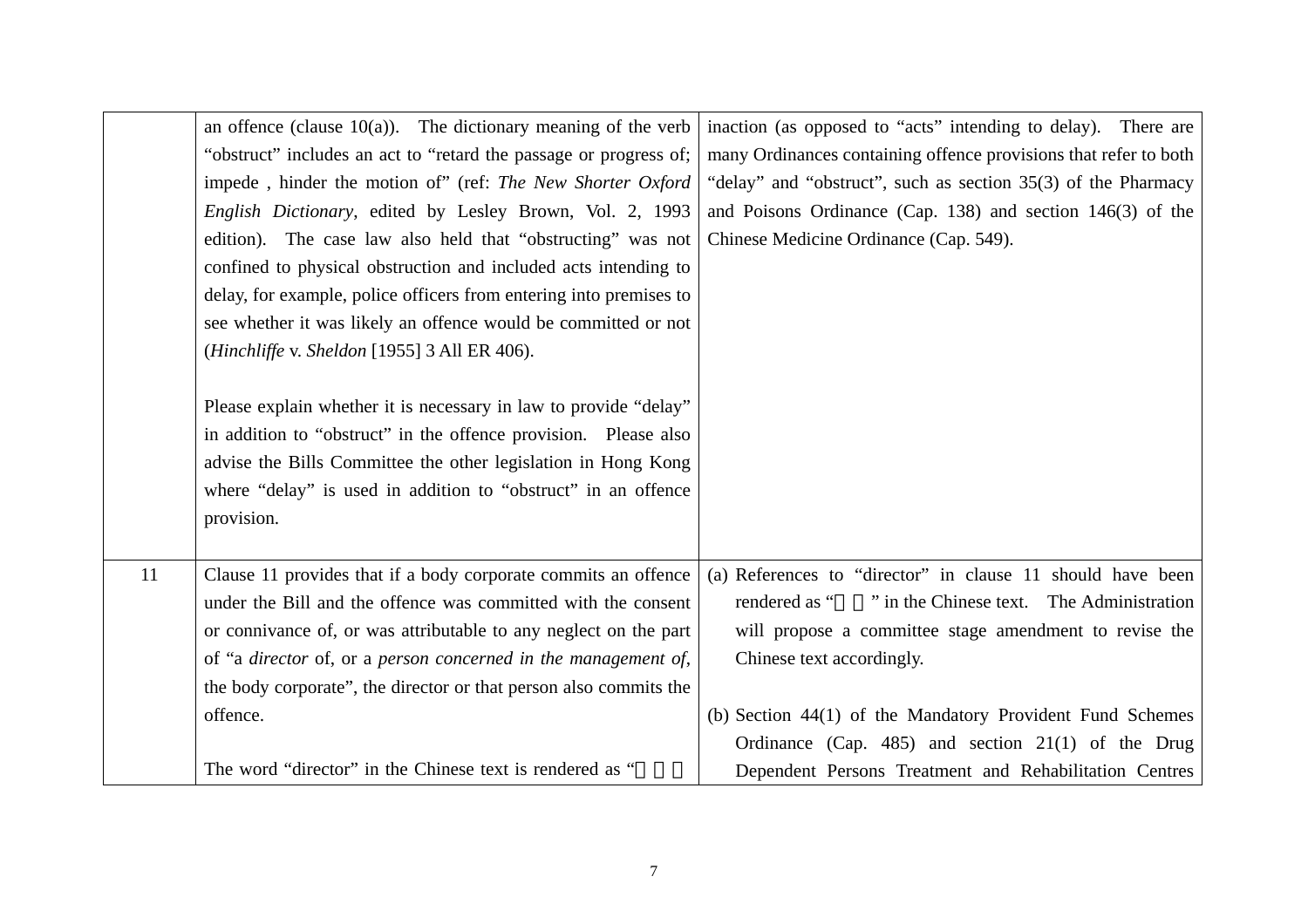| | | |
|---|---|---|
| | an offence (clause 10(a)). The dictionary meaning of the verb "obstruct" includes an act to "retard the passage or progress of; impede , hinder the motion of" (ref: *The New Shorter Oxford English Dictionary*, edited by Lesley Brown, Vol. 2, 1993 edition). The case law also held that "obstructing" was not confined to physical obstruction and included acts intending to delay, for example, police officers from entering into premises to see whether it was likely an offence would be committed or not (*Hinchliffe* v. *Sheldon* [1955] 3 All ER 406).<br><br>Please explain whether it is necessary in law to provide "delay" in addition to "obstruct" in the offence provision. Please also advise the Bills Committee the other legislation in Hong Kong where "delay" is used in addition to "obstruct" in an offence provision. | inaction (as opposed to "acts" intending to delay). There are many Ordinances containing offence provisions that refer to both "delay" and "obstruct", such as section 35(3) of the Pharmacy and Poisons Ordinance (Cap. 138) and section 146(3) of the Chinese Medicine Ordinance (Cap. 549). |
| 11 | Clause 11 provides that if a body corporate commits an offence under the Bill and the offence was committed with the consent or connivance of, or was attributable to any neglect on the part of "a *director* of, or a *person concerned in the management of*, the body corporate", the director or that person also commits the offence.<br><br>The word "director" in the Chinese text is rendered as " | (a) References to "director" in clause 11 should have been rendered as "" in the Chinese text. The Administration will propose a committee stage amendment to revise the Chinese text accordingly.<br><br>(b) Section 44(1) of the Mandatory Provident Fund Schemes Ordinance (Cap. 485) and section 21(1) of the Drug Dependent Persons Treatment and Rehabilitation Centres |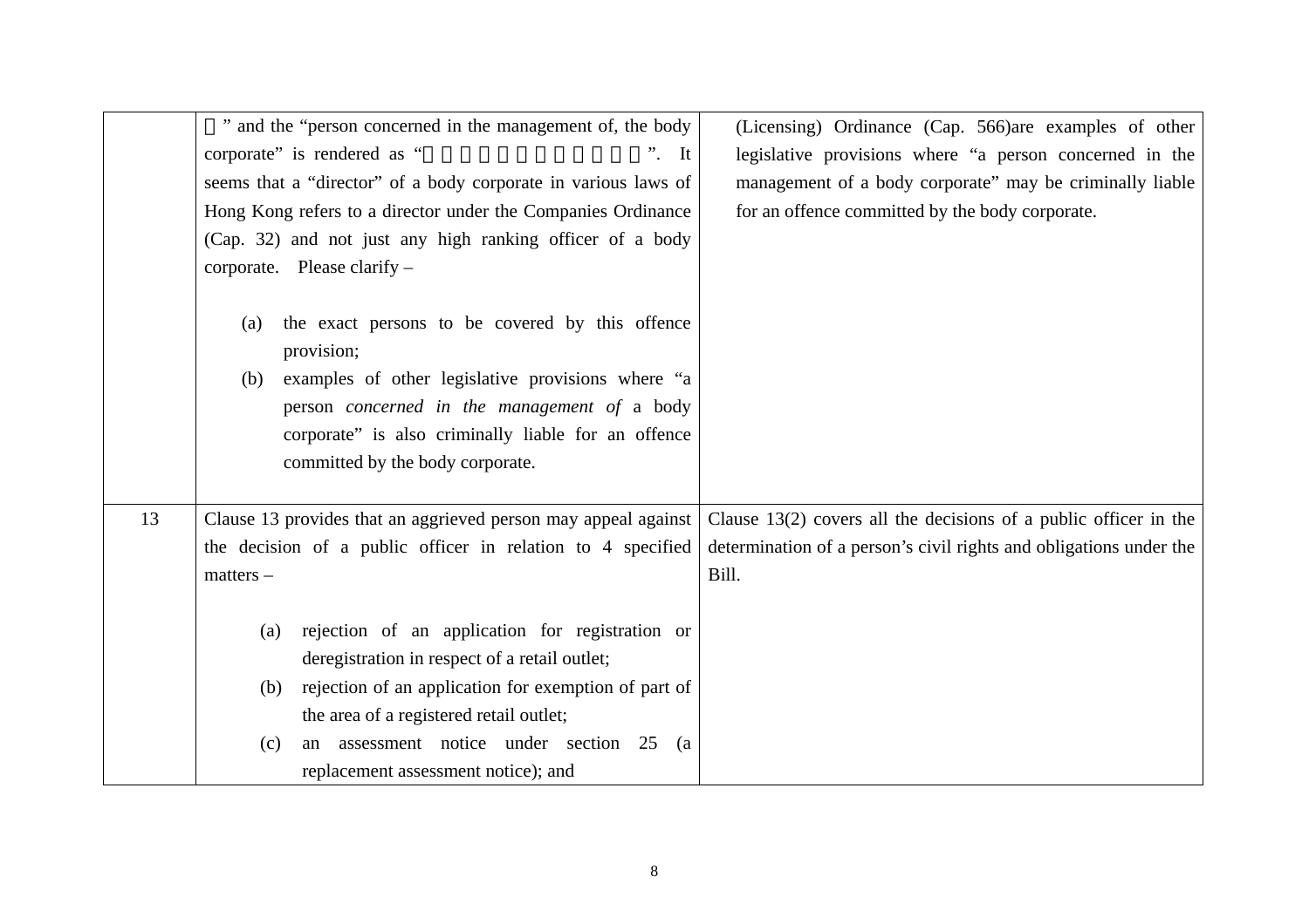| | | |
|---|---|---|
| | 」" and the "person concerned in the management of, the body corporate" is rendered as "                    ". It seems that a "director" of a body corporate in various laws of Hong Kong refers to a director under the Companies Ordinance (Cap. 32) and not just any high ranking officer of a body corporate. Please clarify –<br><br>(a) the exact persons to be covered by this offence provision;<br>(b) examples of other legislative provisions where "a person *concerned in the management of* a body corporate" is also criminally liable for an offence committed by the body corporate. | (Licensing) Ordinance (Cap. 566)are examples of other legislative provisions where "a person concerned in the management of a body corporate" may be criminally liable for an offence committed by the body corporate. |
| 13 | Clause 13 provides that an aggrieved person may appeal against the decision of a public officer in relation to 4 specified matters –<br><br>(a) rejection of an application for registration or deregistration in respect of a retail outlet;<br>(b) rejection of an application for exemption of part of the area of a registered retail outlet;<br>(c) an assessment notice under section 25 (a replacement assessment notice); and | Clause 13(2) covers all the decisions of a public officer in the determination of a person's civil rights and obligations under the Bill. |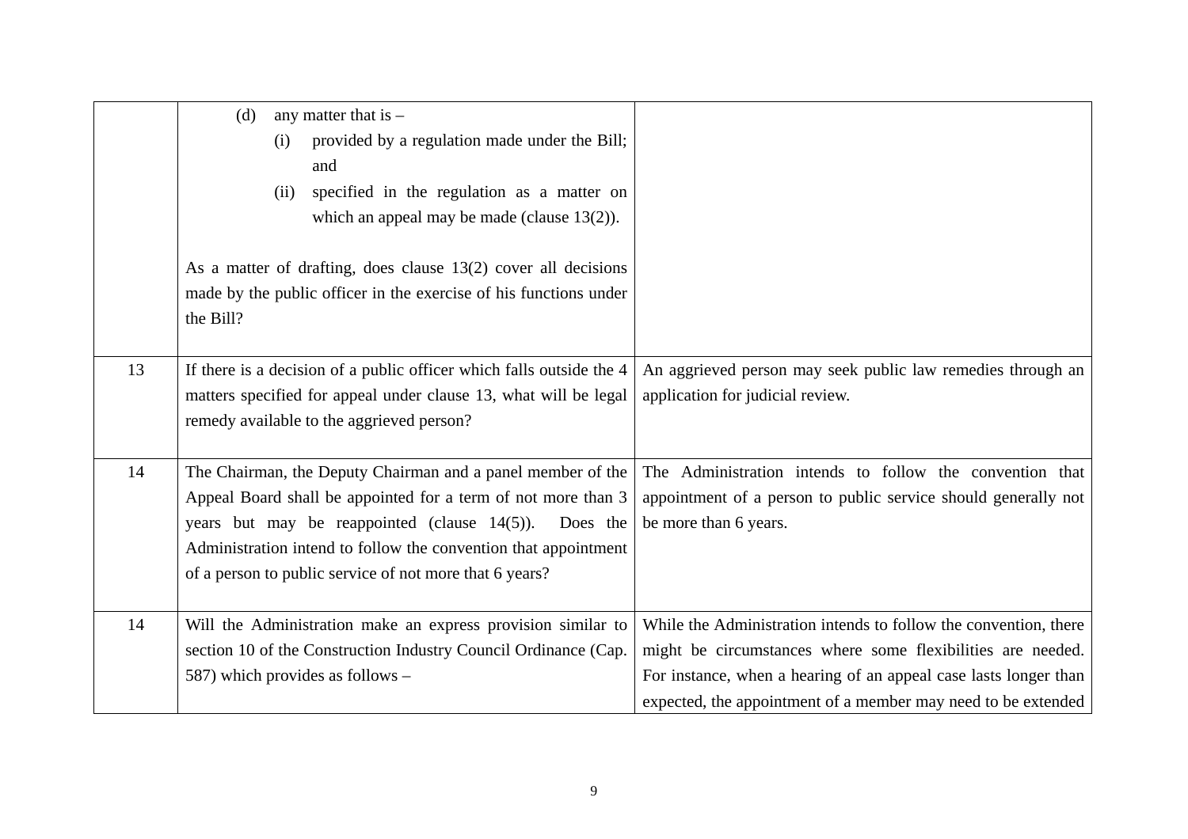| | | |
|---|---|---|
| | (d) any matter that is –<br>(i) provided by a regulation made under the Bill; and<br>(ii) specified in the regulation as a matter on which an appeal may be made (clause 13(2)).<br><br>As a matter of drafting, does clause 13(2) cover all decisions made by the public officer in the exercise of his functions under the Bill? | |
| 13 | If there is a decision of a public officer which falls outside the 4 matters specified for appeal under clause 13, what will be legal remedy available to the aggrieved person? | An aggrieved person may seek public law remedies through an application for judicial review. |
| 14 | The Chairman, the Deputy Chairman and a panel member of the Appeal Board shall be appointed for a term of not more than 3 years but may be reappointed (clause 14(5)). Does the Administration intend to follow the convention that appointment of a person to public service of not more that 6 years? | The Administration intends to follow the convention that appointment of a person to public service should generally not be more than 6 years. |
| 14 | Will the Administration make an express provision similar to section 10 of the Construction Industry Council Ordinance (Cap. 587) which provides as follows – | While the Administration intends to follow the convention, there might be circumstances where some flexibilities are needed. For instance, when a hearing of an appeal case lasts longer than expected, the appointment of a member may need to be extended |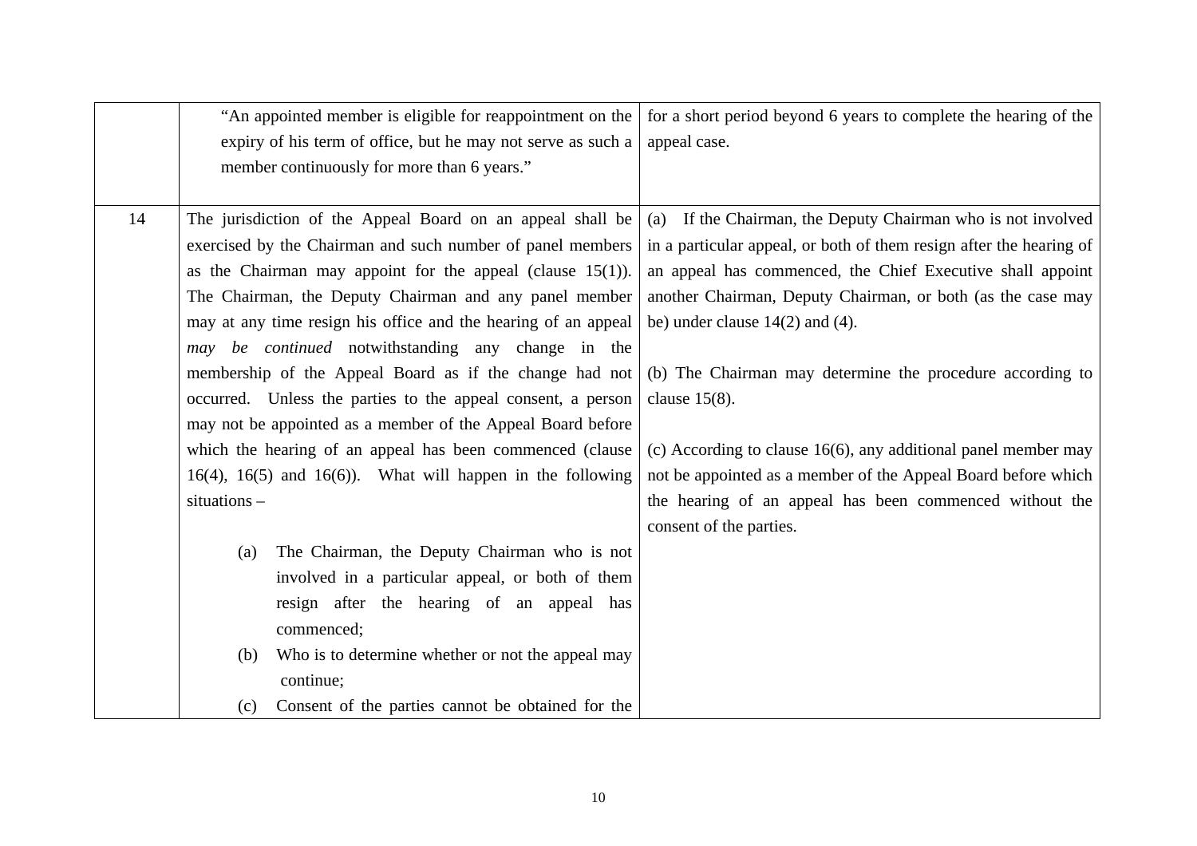| | | |
|---|---|---|
| | "An appointed member is eligible for reappointment on the expiry of his term of office, but he may not serve as such a member continuously for more than 6 years." | for a short period beyond 6 years to complete the hearing of the appeal case. |
| 14 | The jurisdiction of the Appeal Board on an appeal shall be exercised by the Chairman and such number of panel members as the Chairman may appoint for the appeal (clause 15(1)). The Chairman, the Deputy Chairman and any panel member may at any time resign his office and the hearing of an appeal *may be continued* notwithstanding any change in the membership of the Appeal Board as if the change had not occurred. Unless the parties to the appeal consent, a person may not be appointed as a member of the Appeal Board before which the hearing of an appeal has been commenced (clause 16(4), 16(5) and 16(6)). What will happen in the following situations –<br><br>(a) The Chairman, the Deputy Chairman who is not involved in a particular appeal, or both of them resign after the hearing of an appeal has commenced;<br>(b) Who is to determine whether or not the appeal may continue;<br>(c) Consent of the parties cannot be obtained for the | (a) If the Chairman, the Deputy Chairman who is not involved in a particular appeal, or both of them resign after the hearing of an appeal has commenced, the Chief Executive shall appoint another Chairman, Deputy Chairman, or both (as the case may be) under clause 14(2) and (4).<br><br>(b) The Chairman may determine the procedure according to clause 15(8).<br><br>(c) According to clause 16(6), any additional panel member may not be appointed as a member of the Appeal Board before which the hearing of an appeal has been commenced without the consent of the parties. |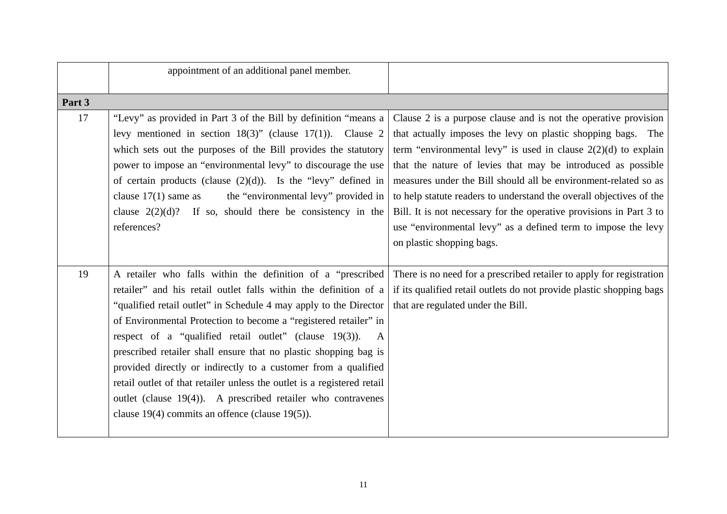|  |  |  |
|---|---|---|
|  | appointment of an additional panel member. |  |
| **Part 3** |  |  |
| 17 | "Levy" as provided in Part 3 of the Bill by definition "means a levy mentioned in section 18(3)" (clause 17(1)). Clause 2 which sets out the purposes of the Bill provides the statutory power to impose an "environmental levy" to discourage the use of certain products (clause (2)(d)). Is the "levy" defined in clause 17(1) same as the "environmental levy" provided in clause 2(2)(d)? If so, should there be consistency in the references? | Clause 2 is a purpose clause and is not the operative provision that actually imposes the levy on plastic shopping bags. The term "environmental levy" is used in clause 2(2)(d) to explain that the nature of levies that may be introduced as possible measures under the Bill should all be environment-related so as to help statute readers to understand the overall objectives of the Bill. It is not necessary for the operative provisions in Part 3 to use "environmental levy" as a defined term to impose the levy on plastic shopping bags. |
| 19 | A retailer who falls within the definition of a "prescribed retailer" and his retail outlet falls within the definition of a "qualified retail outlet" in Schedule 4 may apply to the Director of Environmental Protection to become a "registered retailer" in respect of a "qualified retail outlet" (clause 19(3)). A prescribed retailer shall ensure that no plastic shopping bag is provided directly or indirectly to a customer from a qualified retail outlet of that retailer unless the outlet is a registered retail outlet (clause 19(4)). A prescribed retailer who contravenes clause 19(4) commits an offence (clause 19(5)). | There is no need for a prescribed retailer to apply for registration if its qualified retail outlets do not provide plastic shopping bags that are regulated under the Bill. |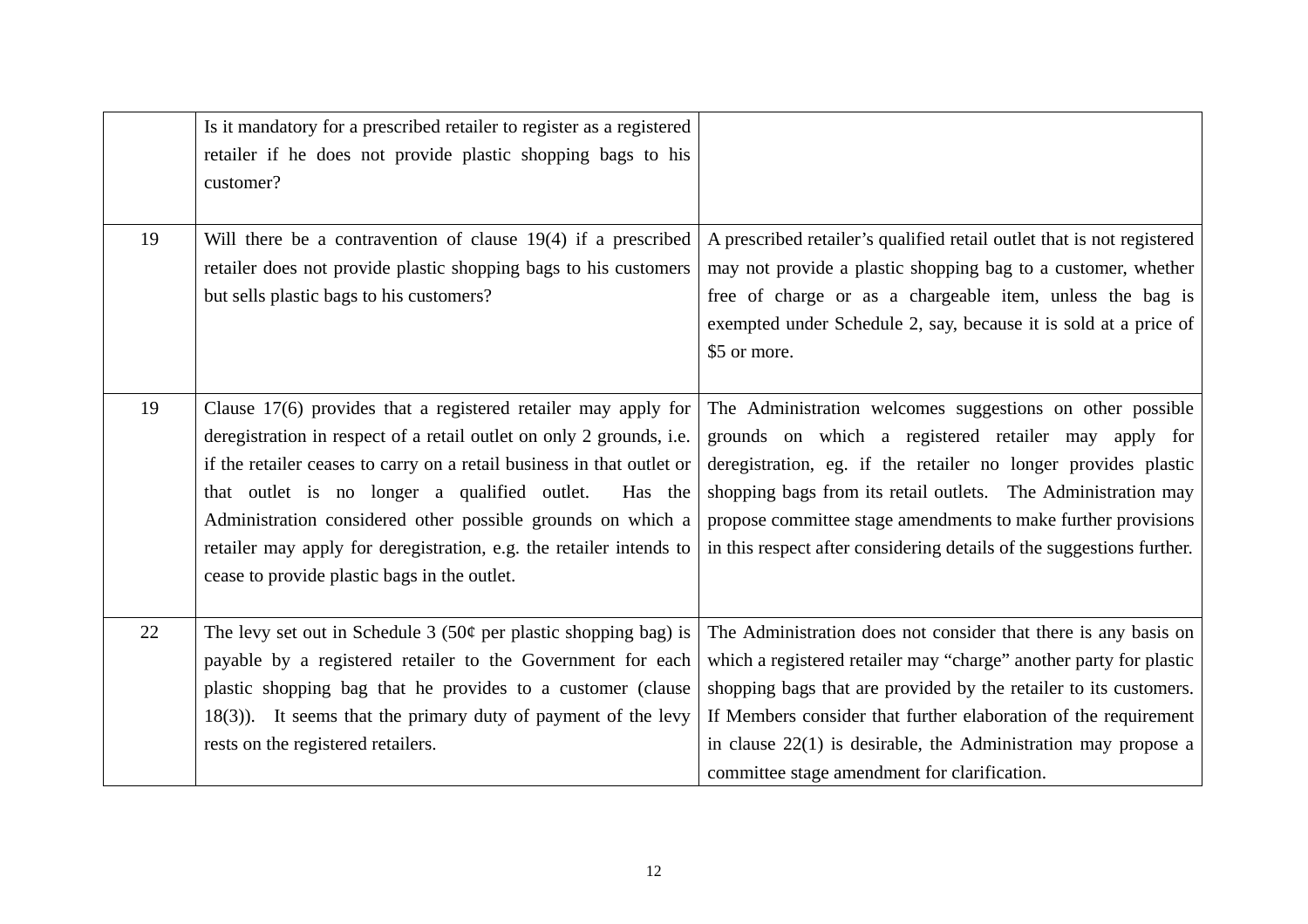| | | |
|---|---|---|
| | Is it mandatory for a prescribed retailer to register as a registered retailer if he does not provide plastic shopping bags to his customer? | |
| 19 | Will there be a contravention of clause 19(4) if a prescribed retailer does not provide plastic shopping bags to his customers but sells plastic bags to his customers? | A prescribed retailer's qualified retail outlet that is not registered may not provide a plastic shopping bag to a customer, whether free of charge or as a chargeable item, unless the bag is exempted under Schedule 2, say, because it is sold at a price of $5 or more. |
| 19 | Clause 17(6) provides that a registered retailer may apply for deregistration in respect of a retail outlet on only 2 grounds, i.e. if the retailer ceases to carry on a retail business in that outlet or that outlet is no longer a qualified outlet. Has the Administration considered other possible grounds on which a retailer may apply for deregistration, e.g. the retailer intends to cease to provide plastic bags in the outlet. | The Administration welcomes suggestions on other possible grounds on which a registered retailer may apply for deregistration, eg. if the retailer no longer provides plastic shopping bags from its retail outlets. The Administration may propose committee stage amendments to make further provisions in this respect after considering details of the suggestions further. |
| 22 | The levy set out in Schedule 3 (50¢ per plastic shopping bag) is payable by a registered retailer to the Government for each plastic shopping bag that he provides to a customer (clause 18(3)). It seems that the primary duty of payment of the levy rests on the registered retailers. | The Administration does not consider that there is any basis on which a registered retailer may "charge" another party for plastic shopping bags that are provided by the retailer to its customers. If Members consider that further elaboration of the requirement in clause 22(1) is desirable, the Administration may propose a committee stage amendment for clarification. |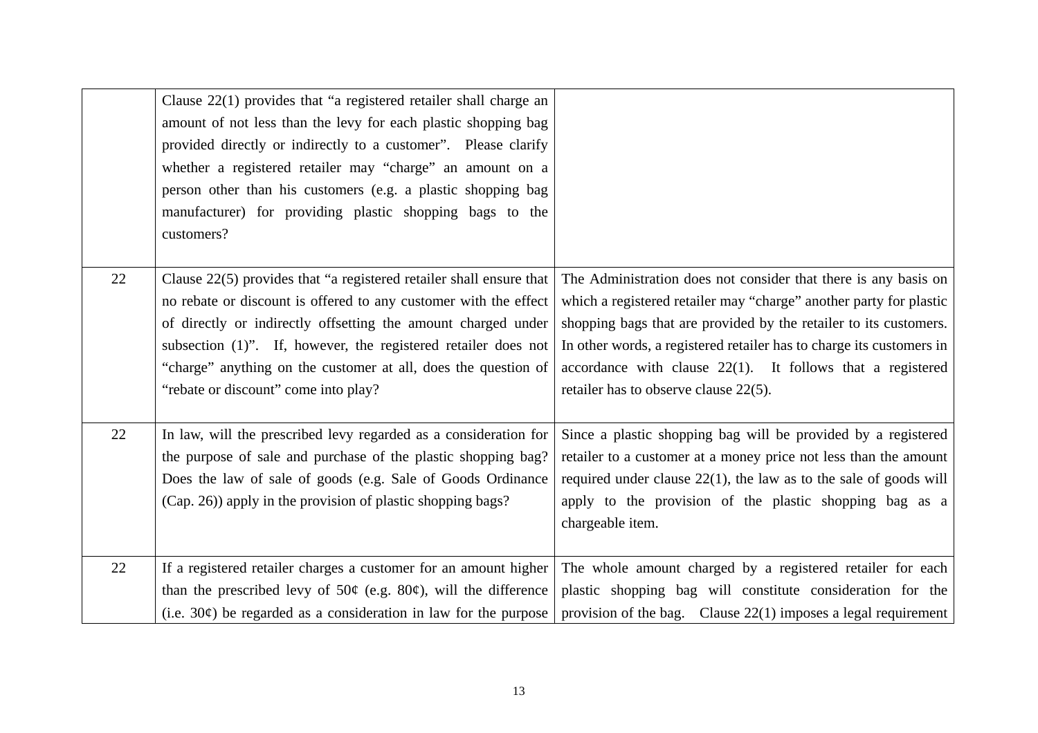| | | |
|---|---|---|
| | Clause 22(1) provides that "a registered retailer shall charge an amount of not less than the levy for each plastic shopping bag provided directly or indirectly to a customer". Please clarify whether a registered retailer may "charge" an amount on a person other than his customers (e.g. a plastic shopping bag manufacturer) for providing plastic shopping bags to the customers? | |
| 22 | Clause 22(5) provides that "a registered retailer shall ensure that no rebate or discount is offered to any customer with the effect of directly or indirectly offsetting the amount charged under subsection (1)". If, however, the registered retailer does not "charge" anything on the customer at all, does the question of "rebate or discount" come into play? | The Administration does not consider that there is any basis on which a registered retailer may "charge" another party for plastic shopping bags that are provided by the retailer to its customers. In other words, a registered retailer has to charge its customers in accordance with clause 22(1). It follows that a registered retailer has to observe clause 22(5). |
| 22 | In law, will the prescribed levy regarded as a consideration for the purpose of sale and purchase of the plastic shopping bag? Does the law of sale of goods (e.g. Sale of Goods Ordinance (Cap. 26)) apply in the provision of plastic shopping bags? | Since a plastic shopping bag will be provided by a registered retailer to a customer at a money price not less than the amount required under clause 22(1), the law as to the sale of goods will apply to the provision of the plastic shopping bag as a chargeable item. |
| 22 | If a registered retailer charges a customer for an amount higher than the prescribed levy of 50¢ (e.g. 80¢), will the difference (i.e. 30¢) be regarded as a consideration in law for the purpose | The whole amount charged by a registered retailer for each plastic shopping bag will constitute consideration for the provision of the bag. Clause 22(1) imposes a legal requirement |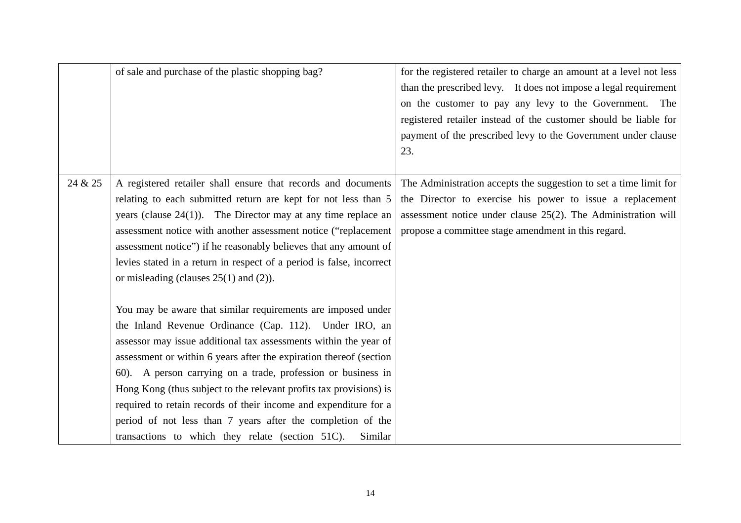| | | |
|---|---|---|
| | of sale and purchase of the plastic shopping bag? | for the registered retailer to charge an amount at a level not less than the prescribed levy. It does not impose a legal requirement on the customer to pay any levy to the Government. The registered retailer instead of the customer should be liable for payment of the prescribed levy to the Government under clause 23. |
| 24 & 25 | A registered retailer shall ensure that records and documents relating to each submitted return are kept for not less than 5 years (clause 24(1)). The Director may at any time replace an assessment notice with another assessment notice ("replacement assessment notice") if he reasonably believes that any amount of levies stated in a return in respect of a period is false, incorrect or misleading (clauses 25(1) and (2)).<br><br>You may be aware that similar requirements are imposed under the Inland Revenue Ordinance (Cap. 112). Under IRO, an assessor may issue additional tax assessments within the year of assessment or within 6 years after the expiration thereof (section 60). A person carrying on a trade, profession or business in Hong Kong (thus subject to the relevant profits tax provisions) is required to retain records of their income and expenditure for a period of not less than 7 years after the completion of the transactions to which they relate (section 51C). Similar | The Administration accepts the suggestion to set a time limit for the Director to exercise his power to issue a replacement assessment notice under clause 25(2). The Administration will propose a committee stage amendment in this regard. |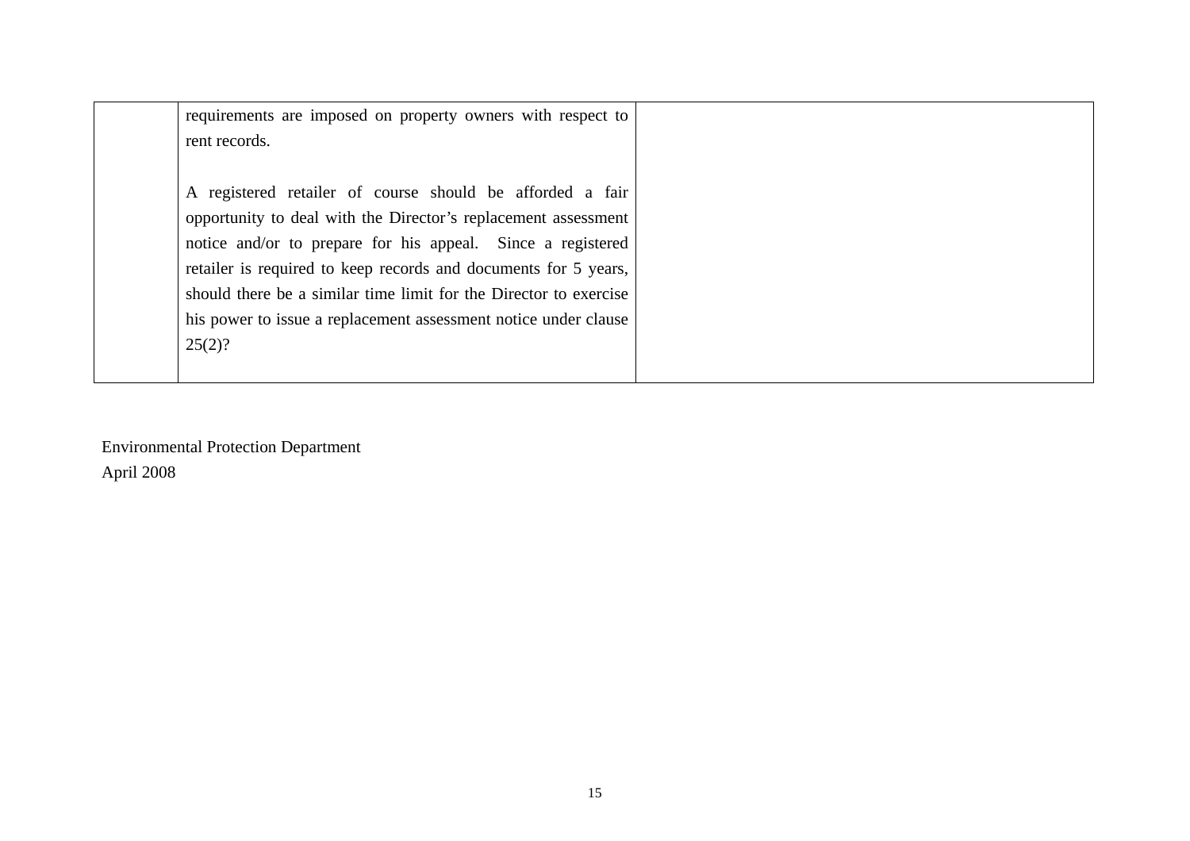| | | |
|---|---|---|
| | requirements are imposed on property owners with respect to rent records.<br><br>A registered retailer of course should be afforded a fair opportunity to deal with the Director's replacement assessment notice and/or to prepare for his appeal. Since a registered retailer is required to keep records and documents for 5 years, should there be a similar time limit for the Director to exercise his power to issue a replacement assessment notice under clause 25(2)? | |

Environmental Protection Department
April 2008